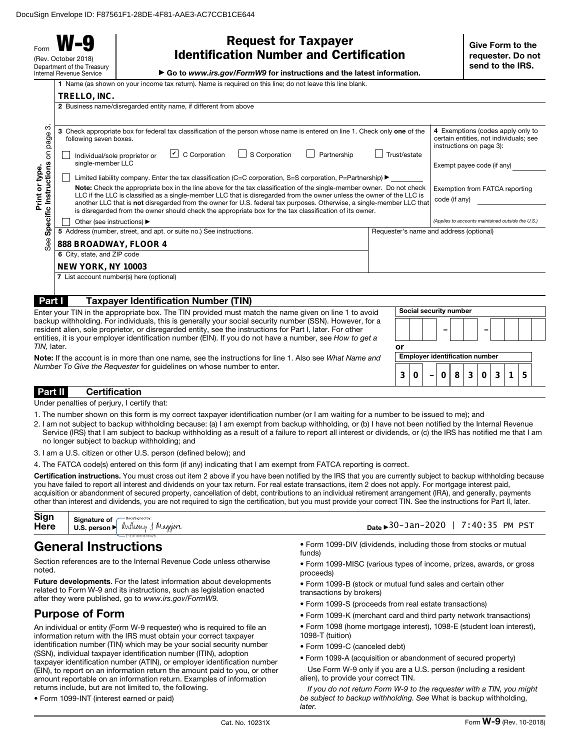DocuSign Envelope ID: F87561F1-28DE-4F81-AAE3-AC7CCB1CE644

Form **W-9** (Rev. October 2018) Department of the Treasury Internal Revenue Service

# Request for Taxpayer Identification Number and Certification

▶ Go to *www.irs.gov/FormW9* for instructions and the latest information.

**Give Form to the requester. Do not send to the IRS.**

Print or type. See **Specific Instructions** on page 3.

1 Name (as shown on your income tax return). Name is required on this line; do not leave this line blank.

**TRELLO, INC.**

2 Business name/disregarded entity name, if different from above

3 Check appropriate box for federal tax classification of the person whose name is entered on line 1. Check only **one** of the following seven boxes.

- ☐ Individual/sole proprietor or single-member LLC
- ☑ C Corporation
- ☐ S Corporation
- ☐ Partnership
- ☐ Trust/estate
- ☐ Limited liability company. Enter the tax classification (C=C corporation, S=S corporation, P=Partnership) ▶

**Note:** Check the appropriate box in the line above for the tax classification of the single-member owner. Do not check LLC if the LLC is classified as a single-member LLC that is disregarded from the owner unless the owner of the LLC is another LLC that is **not** disregarded from the owner for U.S. federal tax purposes. Otherwise, a single-member LLC that is disregarded from the owner should check the appropriate box for the tax classification of its owner.

- ☐ Other (see instructions) ▶

4 Exemptions (codes apply only to certain entities, not individuals; see instructions on page 3):

Exempt payee code (if any)

Exemption from FATCA reporting code (if any)

*(Applies to accounts maintained outside the U.S.)*

5 Address (number, street, and apt. or suite no.) See instructions.

**888 BROADWAY, FLOOR 4**

Requester's name and address (optional)

6 City, state, and ZIP code

**NEW YORK, NY 10003**

7 List account number(s) here (optional)

## Part I Taxpayer Identification Number (TIN)

Enter your TIN in the appropriate box. The TIN provided must match the name given on line 1 to avoid backup withholding. For individuals, this is generally your social security number (SSN). However, for a resident alien, sole proprietor, or disregarded entity, see the instructions for Part I, later. For other entities, it is your employer identification number (EIN). If you do not have a number, see *How to get a TIN,* later.

**Note:** If the account is in more than one name, see the instructions for line 1. Also see *What Name and Number To Give the Requester* for guidelines on whose number to enter.

Social security number: ___ – __ – ____

or

Employer identification number: **30 – 0830315**

## Part II Certification

Under penalties of perjury, I certify that:

1. The number shown on this form is my correct taxpayer identification number (or I am waiting for a number to be issued to me); and
2. I am not subject to backup withholding because: (a) I am exempt from backup withholding, or (b) I have not been notified by the Internal Revenue Service (IRS) that I am subject to backup withholding as a result of a failure to report all interest or dividends, or (c) the IRS has notified me that I am no longer subject to backup withholding; and
3. I am a U.S. citizen or other U.S. person (defined below); and
4. The FATCA code(s) entered on this form (if any) indicating that I am exempt from FATCA reporting is correct.

**Certification instructions.** You must cross out item 2 above if you have been notified by the IRS that you are currently subject to backup withholding because you have failed to report all interest and dividends on your tax return. For real estate transactions, item 2 does not apply. For mortgage interest paid, acquisition or abandonment of secured property, cancellation of debt, contributions to an individual retirement arrangement (IRA), and generally, payments other than interest and dividends, you are not required to sign the certification, but you must provide your correct TIN. See the instructions for Part II, later.

**Sign Here** Signature of U.S. person ▶ DocuSigned by: Anthony J Maggiore

Date ▶ 30-Jan-2020 | 7:40:35 PM PST

# General Instructions

Section references are to the Internal Revenue Code unless otherwise noted.

**Future developments**. For the latest information about developments related to Form W-9 and its instructions, such as legislation enacted after they were published, go to *www.irs.gov/FormW9.*

## Purpose of Form

An individual or entity (Form W-9 requester) who is required to file an information return with the IRS must obtain your correct taxpayer identification number (TIN) which may be your social security number (SSN), individual taxpayer identification number (ITIN), adoption taxpayer identification number (ATIN), or employer identification number (EIN), to report on an information return the amount paid to you, or other amount reportable on an information return. Examples of information returns include, but are not limited to, the following.

- Form 1099-INT (interest earned or paid)
- Form 1099-DIV (dividends, including those from stocks or mutual funds)
- Form 1099-MISC (various types of income, prizes, awards, or gross proceeds)
- Form 1099-B (stock or mutual fund sales and certain other transactions by brokers)
- Form 1099-S (proceeds from real estate transactions)
- Form 1099-K (merchant card and third party network transactions)
- Form 1098 (home mortgage interest), 1098-E (student loan interest), 1098-T (tuition)
- Form 1099-C (canceled debt)
- Form 1099-A (acquisition or abandonment of secured property)

Use Form W-9 only if you are a U.S. person (including a resident alien), to provide your correct TIN.

*If you do not return Form W-9 to the requester with a TIN, you might be subject to backup withholding. See* What is backup withholding, *later.*

Cat. No. 10231X Form **W-9** (Rev. 10-2018)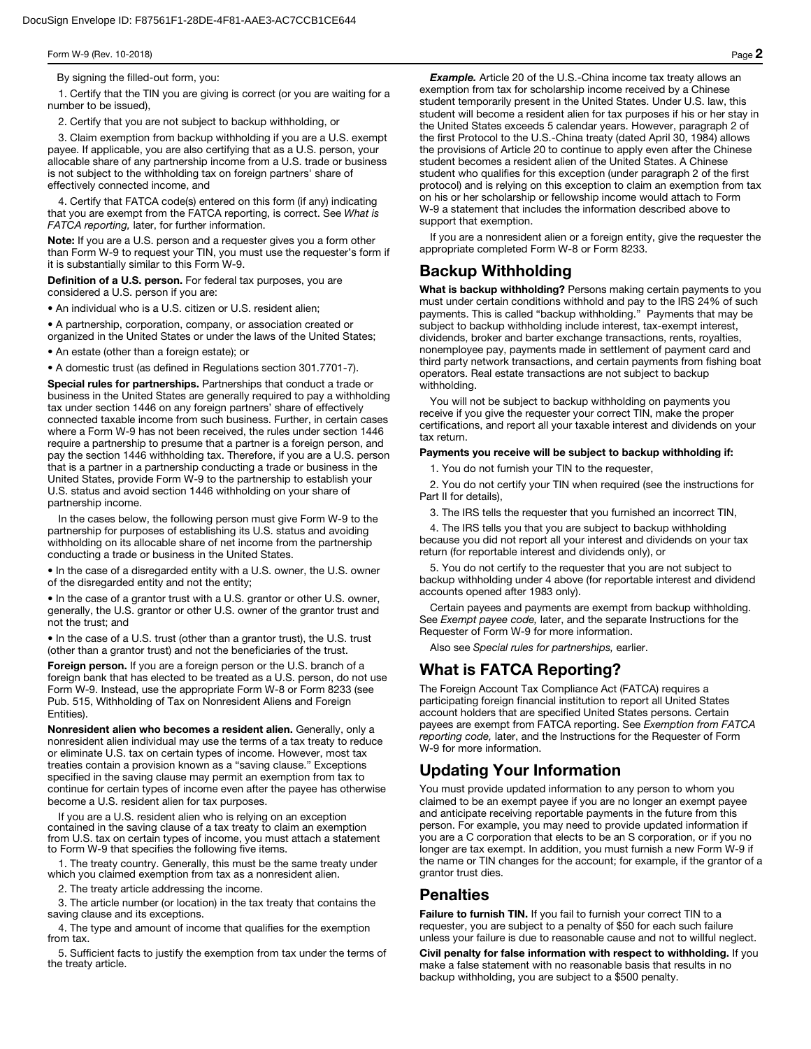By signing the filled-out form, you:

1. Certify that the TIN you are giving is correct (or you are waiting for a number to be issued),

2. Certify that you are not subject to backup withholding, or

3. Claim exemption from backup withholding if you are a U.S. exempt payee. If applicable, you are also certifying that as a U.S. person, your allocable share of any partnership income from a U.S. trade or business is not subject to the withholding tax on foreign partners' share of effectively connected income, and

4. Certify that FATCA code(s) entered on this form (if any) indicating that you are exempt from the FATCA reporting, is correct. See *What is FATCA reporting,* later, for further information.

**Note:** If you are a U.S. person and a requester gives you a form other than Form W-9 to request your TIN, you must use the requester's form if it is substantially similar to this Form W-9.

**Definition of a U.S. person.** For federal tax purposes, you are considered a U.S. person if you are:

- An individual who is a U.S. citizen or U.S. resident alien;
- A partnership, corporation, company, or association created or organized in the United States or under the laws of the United States;
- An estate (other than a foreign estate); or
- A domestic trust (as defined in Regulations section 301.7701-7).

**Special rules for partnerships.** Partnerships that conduct a trade or business in the United States are generally required to pay a withholding tax under section 1446 on any foreign partners' share of effectively connected taxable income from such business. Further, in certain cases where a Form W-9 has not been received, the rules under section 1446 require a partnership to presume that a partner is a foreign person, and pay the section 1446 withholding tax. Therefore, if you are a U.S. person that is a partner in a partnership conducting a trade or business in the United States, provide Form W-9 to the partnership to establish your U.S. status and avoid section 1446 withholding on your share of partnership income.

In the cases below, the following person must give Form W-9 to the partnership for purposes of establishing its U.S. status and avoiding withholding on its allocable share of net income from the partnership conducting a trade or business in the United States.

- In the case of a disregarded entity with a U.S. owner, the U.S. owner of the disregarded entity and not the entity;
- In the case of a grantor trust with a U.S. grantor or other U.S. owner, generally, the U.S. grantor or other U.S. owner of the grantor trust and not the trust; and
- In the case of a U.S. trust (other than a grantor trust), the U.S. trust (other than a grantor trust) and not the beneficiaries of the trust.

**Foreign person.** If you are a foreign person or the U.S. branch of a foreign bank that has elected to be treated as a U.S. person, do not use Form W-9. Instead, use the appropriate Form W-8 or Form 8233 (see Pub. 515, Withholding of Tax on Nonresident Aliens and Foreign Entities).

**Nonresident alien who becomes a resident alien.** Generally, only a nonresident alien individual may use the terms of a tax treaty to reduce or eliminate U.S. tax on certain types of income. However, most tax treaties contain a provision known as a "saving clause." Exceptions specified in the saving clause may permit an exemption from tax to continue for certain types of income even after the payee has otherwise become a U.S. resident alien for tax purposes.

If you are a U.S. resident alien who is relying on an exception contained in the saving clause of a tax treaty to claim an exemption from U.S. tax on certain types of income, you must attach a statement to Form W-9 that specifies the following five items.

1. The treaty country. Generally, this must be the same treaty under which you claimed exemption from tax as a nonresident alien.

2. The treaty article addressing the income.

3. The article number (or location) in the tax treaty that contains the saving clause and its exceptions.

4. The type and amount of income that qualifies for the exemption from tax.

5. Sufficient facts to justify the exemption from tax under the terms of the treaty article.

***Example.*** Article 20 of the U.S.-China income tax treaty allows an exemption from tax for scholarship income received by a Chinese student temporarily present in the United States. Under U.S. law, this student will become a resident alien for tax purposes if his or her stay in the United States exceeds 5 calendar years. However, paragraph 2 of the first Protocol to the U.S.-China treaty (dated April 30, 1984) allows the provisions of Article 20 to continue to apply even after the Chinese student becomes a resident alien of the United States. A Chinese student who qualifies for this exception (under paragraph 2 of the first protocol) and is relying on this exception to claim an exemption from tax on his or her scholarship or fellowship income would attach to Form W-9 a statement that includes the information described above to support that exemption.

If you are a nonresident alien or a foreign entity, give the requester the appropriate completed Form W-8 or Form 8233.

## Backup Withholding

**What is backup withholding?** Persons making certain payments to you must under certain conditions withhold and pay to the IRS 24% of such payments. This is called "backup withholding." Payments that may be subject to backup withholding include interest, tax-exempt interest, dividends, broker and barter exchange transactions, rents, royalties, nonemployee pay, payments made in settlement of payment card and third party network transactions, and certain payments from fishing boat operators. Real estate transactions are not subject to backup withholding.

You will not be subject to backup withholding on payments you receive if you give the requester your correct TIN, make the proper certifications, and report all your taxable interest and dividends on your tax return.

**Payments you receive will be subject to backup withholding if:**

1. You do not furnish your TIN to the requester,

2. You do not certify your TIN when required (see the instructions for Part II for details),

3. The IRS tells the requester that you furnished an incorrect TIN,

4. The IRS tells you that you are subject to backup withholding because you did not report all your interest and dividends on your tax return (for reportable interest and dividends only), or

5. You do not certify to the requester that you are not subject to backup withholding under 4 above (for reportable interest and dividend accounts opened after 1983 only).

Certain payees and payments are exempt from backup withholding. See *Exempt payee code,* later, and the separate Instructions for the Requester of Form W-9 for more information.

Also see *Special rules for partnerships,* earlier.

## What is FATCA Reporting?

The Foreign Account Tax Compliance Act (FATCA) requires a participating foreign financial institution to report all United States account holders that are specified United States persons. Certain payees are exempt from FATCA reporting. See *Exemption from FATCA reporting code,* later, and the Instructions for the Requester of Form W-9 for more information.

## Updating Your Information

You must provide updated information to any person to whom you claimed to be an exempt payee if you are no longer an exempt payee and anticipate receiving reportable payments in the future from this person. For example, you may need to provide updated information if you are a C corporation that elects to be an S corporation, or if you no longer are tax exempt. In addition, you must furnish a new Form W-9 if the name or TIN changes for the account; for example, if the grantor of a grantor trust dies.

## Penalties

**Failure to furnish TIN.** If you fail to furnish your correct TIN to a requester, you are subject to a penalty of $50 for each such failure unless your failure is due to reasonable cause and not to willful neglect.

**Civil penalty for false information with respect to withholding.** If you make a false statement with no reasonable basis that results in no backup withholding, you are subject to a $500 penalty.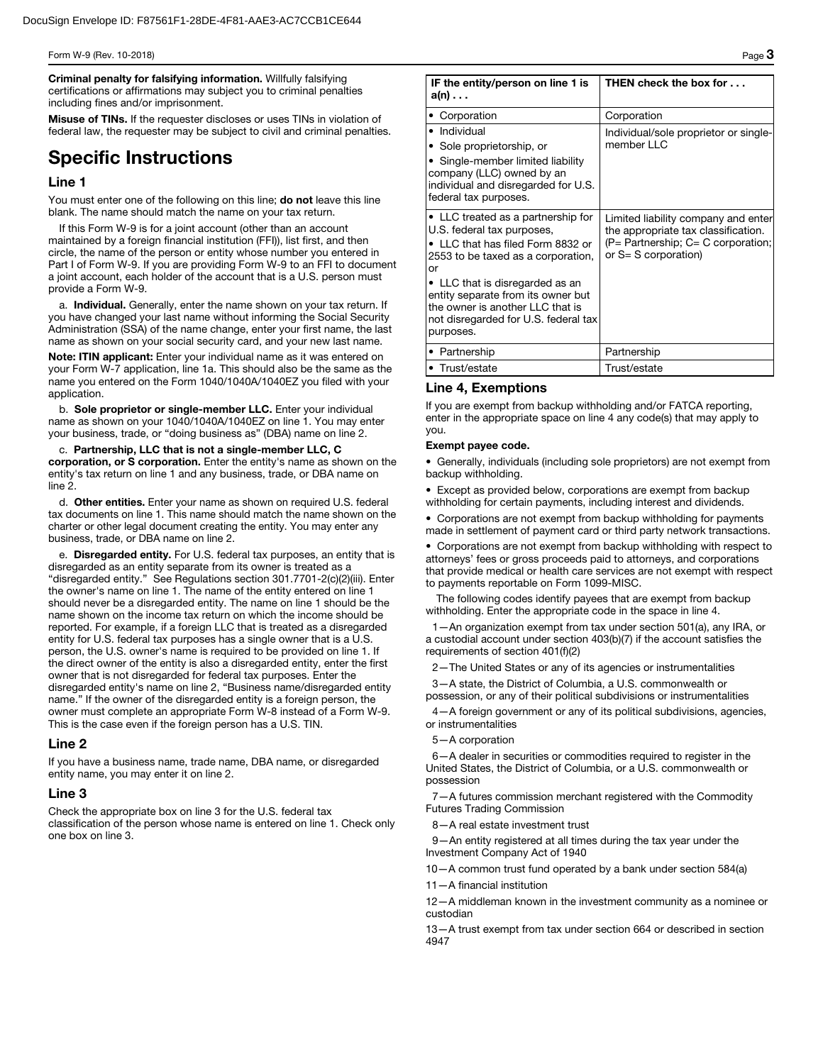**Criminal penalty for falsifying information.** Willfully falsifying certifications or affirmations may subject you to criminal penalties including fines and/or imprisonment.

**Misuse of TINs.** If the requester discloses or uses TINs in violation of federal law, the requester may be subject to civil and criminal penalties.

# Specific Instructions

## Line 1

You must enter one of the following on this line; **do not** leave this line blank. The name should match the name on your tax return.

If this Form W-9 is for a joint account (other than an account maintained by a foreign financial institution (FFI)), list first, and then circle, the name of the person or entity whose number you entered in Part I of Form W-9. If you are providing Form W-9 to an FFI to document a joint account, each holder of the account that is a U.S. person must provide a Form W-9.

a. **Individual.** Generally, enter the name shown on your tax return. If you have changed your last name without informing the Social Security Administration (SSA) of the name change, enter your first name, the last name as shown on your social security card, and your new last name.

**Note: ITIN applicant:** Enter your individual name as it was entered on your Form W-7 application, line 1a. This should also be the same as the name you entered on the Form 1040/1040A/1040EZ you filed with your application.

b. **Sole proprietor or single-member LLC.** Enter your individual name as shown on your 1040/1040A/1040EZ on line 1. You may enter your business, trade, or "doing business as" (DBA) name on line 2.

c. **Partnership, LLC that is not a single-member LLC, C corporation, or S corporation.** Enter the entity's name as shown on the entity's tax return on line 1 and any business, trade, or DBA name on line 2.

d. **Other entities.** Enter your name as shown on required U.S. federal tax documents on line 1. This name should match the name shown on the charter or other legal document creating the entity. You may enter any business, trade, or DBA name on line 2.

e. **Disregarded entity.** For U.S. federal tax purposes, an entity that is disregarded as an entity separate from its owner is treated as a "disregarded entity." See Regulations section 301.7701-2(c)(2)(iii). Enter the owner's name on line 1. The name of the entity entered on line 1 should never be a disregarded entity. The name on line 1 should be the name shown on the income tax return on which the income should be reported. For example, if a foreign LLC that is treated as a disregarded entity for U.S. federal tax purposes has a single owner that is a U.S. person, the U.S. owner's name is required to be provided on line 1. If the direct owner of the entity is also a disregarded entity, enter the first owner that is not disregarded for federal tax purposes. Enter the disregarded entity's name on line 2, "Business name/disregarded entity name." If the owner of the disregarded entity is a foreign person, the owner must complete an appropriate Form W-8 instead of a Form W-9. This is the case even if the foreign person has a U.S. TIN.

## Line 2

If you have a business name, trade name, DBA name, or disregarded entity name, you may enter it on line 2.

## Line 3

Check the appropriate box on line 3 for the U.S. federal tax classification of the person whose name is entered on line 1. Check only one box on line 3.

| IF the entity/person on line 1 is a(n) . . . | THEN check the box for . . . |
|---|---|
| • Corporation | Corporation |
| • Individual<br>• Sole proprietorship, or<br>• Single-member limited liability company (LLC) owned by an individual and disregarded for U.S. federal tax purposes. | Individual/sole proprietor or single-member LLC |
| • LLC treated as a partnership for U.S. federal tax purposes,<br>• LLC that has filed Form 8832 or 2553 to be taxed as a corporation, or<br>• LLC that is disregarded as an entity separate from its owner but the owner is another LLC that is not disregarded for U.S. federal tax purposes. | Limited liability company and enter the appropriate tax classification. (P= Partnership; C= C corporation; or S= S corporation) |
| • Partnership | Partnership |
| • Trust/estate | Trust/estate |

## Line 4, Exemptions

If you are exempt from backup withholding and/or FATCA reporting, enter in the appropriate space on line 4 any code(s) that may apply to you.

**Exempt payee code.**

- Generally, individuals (including sole proprietors) are not exempt from backup withholding.
- Except as provided below, corporations are exempt from backup withholding for certain payments, including interest and dividends.
- Corporations are not exempt from backup withholding for payments made in settlement of payment card or third party network transactions.
- Corporations are not exempt from backup withholding with respect to attorneys' fees or gross proceeds paid to attorneys, and corporations that provide medical or health care services are not exempt with respect to payments reportable on Form 1099-MISC.

The following codes identify payees that are exempt from backup withholding. Enter the appropriate code in the space in line 4.

1—An organization exempt from tax under section 501(a), any IRA, or a custodial account under section 403(b)(7) if the account satisfies the requirements of section 401(f)(2)

2—The United States or any of its agencies or instrumentalities

3—A state, the District of Columbia, a U.S. commonwealth or possession, or any of their political subdivisions or instrumentalities

4—A foreign government or any of its political subdivisions, agencies, or instrumentalities

5—A corporation

6—A dealer in securities or commodities required to register in the United States, the District of Columbia, or a U.S. commonwealth or possession

7—A futures commission merchant registered with the Commodity Futures Trading Commission

8—A real estate investment trust

9—An entity registered at all times during the tax year under the Investment Company Act of 1940

10—A common trust fund operated by a bank under section 584(a)

11—A financial institution

12—A middleman known in the investment community as a nominee or custodian

13—A trust exempt from tax under section 664 or described in section 4947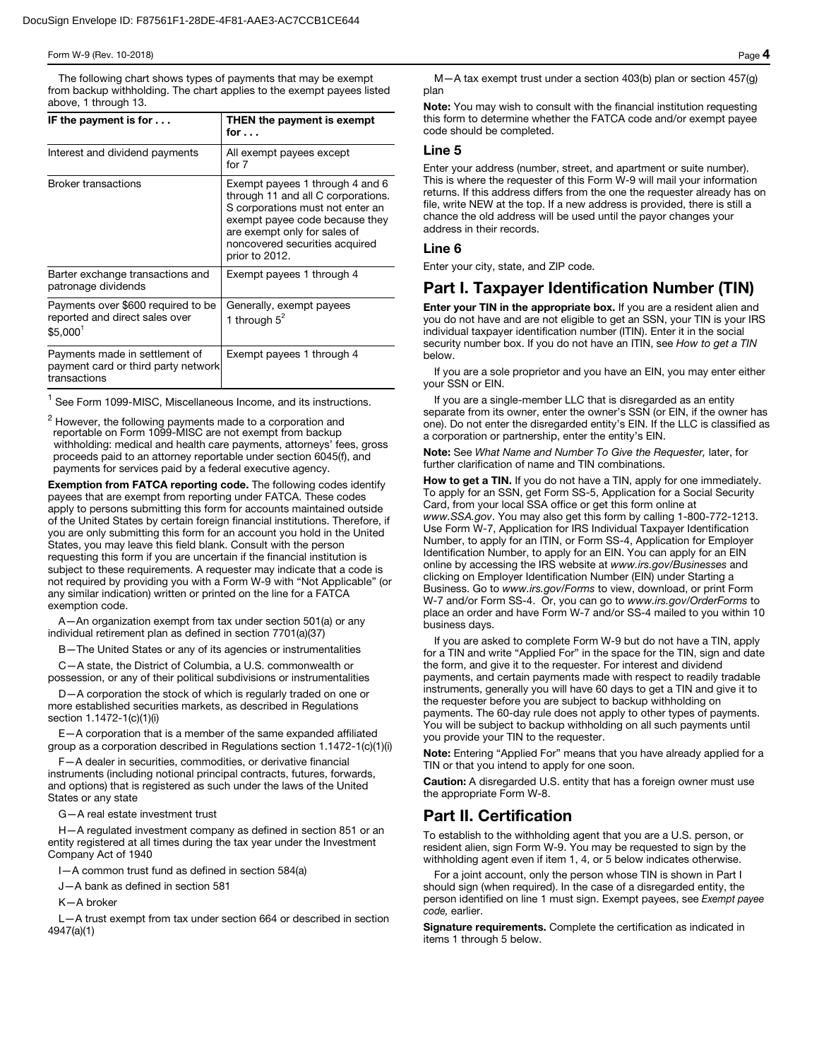The following chart shows types of payments that may be exempt from backup withholding. The chart applies to the exempt payees listed above, 1 through 13.

| IF the payment is for . . . | THEN the payment is exempt for . . . |
| --- | --- |
| Interest and dividend payments | All exempt payees except for 7 |
| Broker transactions | Exempt payees 1 through 4 and 6 through 11 and all C corporations. S corporations must not enter an exempt payee code because they are exempt only for sales of noncovered securities acquired prior to 2012. |
| Barter exchange transactions and patronage dividends | Exempt payees 1 through 4 |
| Payments over $600 required to be reported and direct sales over $5,000[1] | Generally, exempt payees 1 through 5[2] |
| Payments made in settlement of payment card or third party network transactions | Exempt payees 1 through 4 |

[1] See Form 1099-MISC, Miscellaneous Income, and its instructions.

[2] However, the following payments made to a corporation and reportable on Form 1099-MISC are not exempt from backup withholding: medical and health care payments, attorneys' fees, gross proceeds paid to an attorney reportable under section 6045(f), and payments for services paid by a federal executive agency.

**Exemption from FATCA reporting code.** The following codes identify payees that are exempt from reporting under FATCA. These codes apply to persons submitting this form for accounts maintained outside of the United States by certain foreign financial institutions. Therefore, if you are only submitting this form for an account you hold in the United States, you may leave this field blank. Consult with the person requesting this form if you are uncertain if the financial institution is subject to these requirements. A requester may indicate that a code is not required by providing you with a Form W-9 with "Not Applicable" (or any similar indication) written or printed on the line for a FATCA exemption code.

A—An organization exempt from tax under section 501(a) or any individual retirement plan as defined in section 7701(a)(37)

B—The United States or any of its agencies or instrumentalities

C—A state, the District of Columbia, a U.S. commonwealth or possession, or any of their political subdivisions or instrumentalities

D—A corporation the stock of which is regularly traded on one or more established securities markets, as described in Regulations section 1.1472-1(c)(1)(i)

E—A corporation that is a member of the same expanded affiliated group as a corporation described in Regulations section 1.1472-1(c)(1)(i)

F—A dealer in securities, commodities, or derivative financial instruments (including notional principal contracts, futures, forwards, and options) that is registered as such under the laws of the United States or any state

G—A real estate investment trust

H—A regulated investment company as defined in section 851 or an entity registered at all times during the tax year under the Investment Company Act of 1940

I—A common trust fund as defined in section 584(a)

J—A bank as defined in section 581

K—A broker

L—A trust exempt from tax under section 664 or described in section 4947(a)(1)

M—A tax exempt trust under a section 403(b) plan or section 457(g) plan

**Note:** You may wish to consult with the financial institution requesting this form to determine whether the FATCA code and/or exempt payee code should be completed.

### Line 5

Enter your address (number, street, and apartment or suite number). This is where the requester of this Form W-9 will mail your information returns. If this address differs from the one the requester already has on file, write NEW at the top. If a new address is provided, there is still a chance the old address will be used until the payor changes your address in their records.

### Line 6

Enter your city, state, and ZIP code.

## Part I. Taxpayer Identification Number (TIN)

**Enter your TIN in the appropriate box.** If you are a resident alien and you do not have and are not eligible to get an SSN, your TIN is your IRS individual taxpayer identification number (ITIN). Enter it in the social security number box. If you do not have an ITIN, see *How to get a TIN* below.

If you are a sole proprietor and you have an EIN, you may enter either your SSN or EIN.

If you are a single-member LLC that is disregarded as an entity separate from its owner, enter the owner's SSN (or EIN, if the owner has one). Do not enter the disregarded entity's EIN. If the LLC is classified as a corporation or partnership, enter the entity's EIN.

**Note:** See *What Name and Number To Give the Requester,* later, for further clarification of name and TIN combinations.

**How to get a TIN.** If you do not have a TIN, apply for one immediately. To apply for an SSN, get Form SS-5, Application for a Social Security Card, from your local SSA office or get this form online at *www.SSA.gov*. You may also get this form by calling 1-800-772-1213. Use Form W-7, Application for IRS Individual Taxpayer Identification Number, to apply for an ITIN, or Form SS-4, Application for Employer Identification Number, to apply for an EIN. You can apply for an EIN online by accessing the IRS website at *www.irs.gov/Businesses* and clicking on Employer Identification Number (EIN) under Starting a Business. Go to *www.irs.gov/Forms* to view, download, or print Form W-7 and/or Form SS-4. Or, you can go to *www.irs.gov/OrderForms* to place an order and have Form W-7 and/or SS-4 mailed to you within 10 business days.

If you are asked to complete Form W-9 but do not have a TIN, apply for a TIN and write "Applied For" in the space for the TIN, sign and date the form, and give it to the requester. For interest and dividend payments, and certain payments made with respect to readily tradable instruments, generally you will have 60 days to get a TIN and give it to the requester before you are subject to backup withholding on payments. The 60-day rule does not apply to other types of payments. You will be subject to backup withholding on all such payments until you provide your TIN to the requester.

**Note:** Entering "Applied For" means that you have already applied for a TIN or that you intend to apply for one soon.

**Caution:** A disregarded U.S. entity that has a foreign owner must use the appropriate Form W-8.

## Part II. Certification

To establish to the withholding agent that you are a U.S. person, or resident alien, sign Form W-9. You may be requested to sign by the withholding agent even if item 1, 4, or 5 below indicates otherwise.

For a joint account, only the person whose TIN is shown in Part I should sign (when required). In the case of a disregarded entity, the person identified on line 1 must sign. Exempt payees, see *Exempt payee code,* earlier.

**Signature requirements.** Complete the certification as indicated in items 1 through 5 below.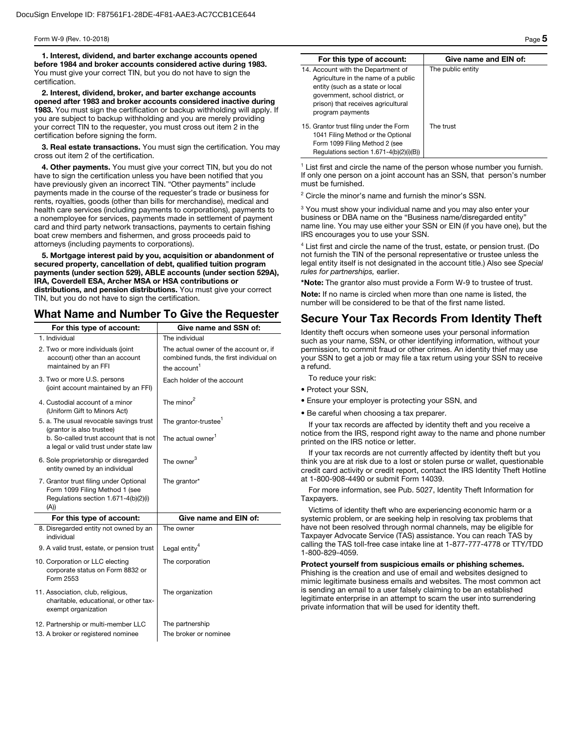**1. Interest, dividend, and barter exchange accounts opened before 1984 and broker accounts considered active during 1983.** You must give your correct TIN, but you do not have to sign the certification.

**2. Interest, dividend, broker, and barter exchange accounts opened after 1983 and broker accounts considered inactive during 1983.** You must sign the certification or backup withholding will apply. If you are subject to backup withholding and you are merely providing your correct TIN to the requester, you must cross out item 2 in the certification before signing the form.

**3. Real estate transactions.** You must sign the certification. You may cross out item 2 of the certification.

**4. Other payments.** You must give your correct TIN, but you do not have to sign the certification unless you have been notified that you have previously given an incorrect TIN. "Other payments" include payments made in the course of the requester's trade or business for rents, royalties, goods (other than bills for merchandise), medical and health care services (including payments to corporations), payments to a nonemployee for services, payments made in settlement of payment card and third party network transactions, payments to certain fishing boat crew members and fishermen, and gross proceeds paid to attorneys (including payments to corporations).

**5. Mortgage interest paid by you, acquisition or abandonment of secured property, cancellation of debt, qualified tuition program payments (under section 529), ABLE accounts (under section 529A), IRA, Coverdell ESA, Archer MSA or HSA contributions or distributions, and pension distributions.** You must give your correct TIN, but you do not have to sign the certification.

## What Name and Number To Give the Requester

| For this type of account: | Give name and SSN of: |
|---|---|
| 1. Individual | The individual |
| 2. Two or more individuals (joint account) other than an account maintained by an FFI | The actual owner of the account or, if combined funds, the first individual on the account[1] |
| 3. Two or more U.S. persons (joint account maintained by an FFI) | Each holder of the account |
| 4. Custodial account of a minor (Uniform Gift to Minors Act) | The minor[2] |
| 5. a. The usual revocable savings trust (grantor is also trustee) | The grantor-trustee[1] |
| b. So-called trust account that is not a legal or valid trust under state law | The actual owner[1] |
| 6. Sole proprietorship or disregarded entity owned by an individual | The owner[3] |
| 7. Grantor trust filing under Optional Form 1099 Filing Method 1 (see Regulations section 1.671-4(b)(2)(i)(A)) | The grantor* |
| **For this type of account:** | **Give name and EIN of:** |
| 8. Disregarded entity not owned by an individual | The owner |
| 9. A valid trust, estate, or pension trust | Legal entity[4] |
| 10. Corporation or LLC electing corporate status on Form 8832 or Form 2553 | The corporation |
| 11. Association, club, religious, charitable, educational, or other tax-exempt organization | The organization |
| 12. Partnership or multi-member LLC | The partnership |
| 13. A broker or registered nominee | The broker or nominee |
| 14. Account with the Department of Agriculture in the name of a public entity (such as a state or local government, school district, or prison) that receives agricultural program payments | The public entity |
| 15. Grantor trust filing under the Form 1041 Filing Method or the Optional Form 1099 Filing Method 2 (see Regulations section 1.671-4(b)(2)(i)(B)) | The trust |

[1] List first and circle the name of the person whose number you furnish. If only one person on a joint account has an SSN, that person's number must be furnished.

[2] Circle the minor's name and furnish the minor's SSN.

[3] You must show your individual name and you may also enter your business or DBA name on the "Business name/disregarded entity" name line. You may use either your SSN or EIN (if you have one), but the IRS encourages you to use your SSN.

[4] List first and circle the name of the trust, estate, or pension trust. (Do not furnish the TIN of the personal representative or trustee unless the legal entity itself is not designated in the account title.) Also see *Special rules for partnerships,* earlier.

***Note:** The grantor also must provide a Form W-9 to trustee of trust.

**Note:** If no name is circled when more than one name is listed, the number will be considered to be that of the first name listed.

## Secure Your Tax Records From Identity Theft

Identity theft occurs when someone uses your personal information such as your name, SSN, or other identifying information, without your permission, to commit fraud or other crimes. An identity thief may use your SSN to get a job or may file a tax return using your SSN to receive a refund.

To reduce your risk:

- Protect your SSN,
- Ensure your employer is protecting your SSN, and
- Be careful when choosing a tax preparer.

If your tax records are affected by identity theft and you receive a notice from the IRS, respond right away to the name and phone number printed on the IRS notice or letter.

If your tax records are not currently affected by identity theft but you think you are at risk due to a lost or stolen purse or wallet, questionable credit card activity or credit report, contact the IRS Identity Theft Hotline at 1-800-908-4490 or submit Form 14039.

For more information, see Pub. 5027, Identity Theft Information for Taxpayers.

Victims of identity theft who are experiencing economic harm or a systemic problem, or are seeking help in resolving tax problems that have not been resolved through normal channels, may be eligible for Taxpayer Advocate Service (TAS) assistance. You can reach TAS by calling the TAS toll-free case intake line at 1-877-777-4778 or TTY/TDD 1-800-829-4059.

**Protect yourself from suspicious emails or phishing schemes.** Phishing is the creation and use of email and websites designed to mimic legitimate business emails and websites. The most common act is sending an email to a user falsely claiming to be an established legitimate enterprise in an attempt to scam the user into surrendering private information that will be used for identity theft.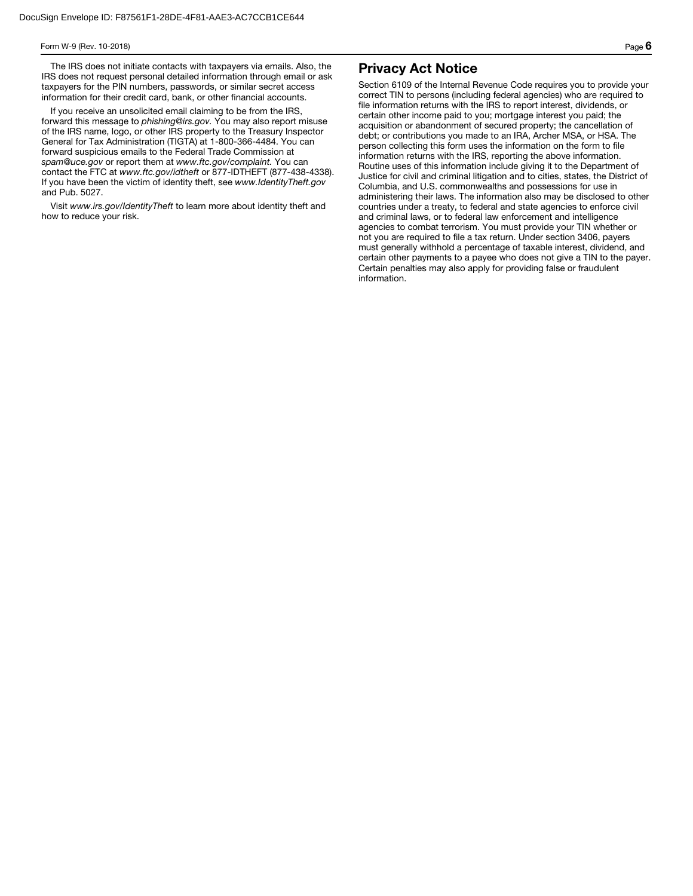The IRS does not initiate contacts with taxpayers via emails. Also, the IRS does not request personal detailed information through email or ask taxpayers for the PIN numbers, passwords, or similar secret access information for their credit card, bank, or other financial accounts.

If you receive an unsolicited email claiming to be from the IRS, forward this message to *phishing@irs.gov*. You may also report misuse of the IRS name, logo, or other IRS property to the Treasury Inspector General for Tax Administration (TIGTA) at 1-800-366-4484. You can forward suspicious emails to the Federal Trade Commission at *spam@uce.gov* or report them at *www.ftc.gov/complaint.* You can contact the FTC at *www.ftc.gov/idtheft* or 877-IDTHEFT (877-438-4338). If you have been the victim of identity theft, see *www.IdentityTheft.gov* and Pub. 5027.

Visit *www.irs.gov/IdentityTheft* to learn more about identity theft and how to reduce your risk.

## Privacy Act Notice

Section 6109 of the Internal Revenue Code requires you to provide your correct TIN to persons (including federal agencies) who are required to file information returns with the IRS to report interest, dividends, or certain other income paid to you; mortgage interest you paid; the acquisition or abandonment of secured property; the cancellation of debt; or contributions you made to an IRA, Archer MSA, or HSA. The person collecting this form uses the information on the form to file information returns with the IRS, reporting the above information. Routine uses of this information include giving it to the Department of Justice for civil and criminal litigation and to cities, states, the District of Columbia, and U.S. commonwealths and possessions for use in administering their laws. The information also may be disclosed to other countries under a treaty, to federal and state agencies to enforce civil and criminal laws, or to federal law enforcement and intelligence agencies to combat terrorism. You must provide your TIN whether or not you are required to file a tax return. Under section 3406, payers must generally withhold a percentage of taxable interest, dividend, and certain other payments to a payee who does not give a TIN to the payer. Certain penalties may also apply for providing false or fraudulent information.